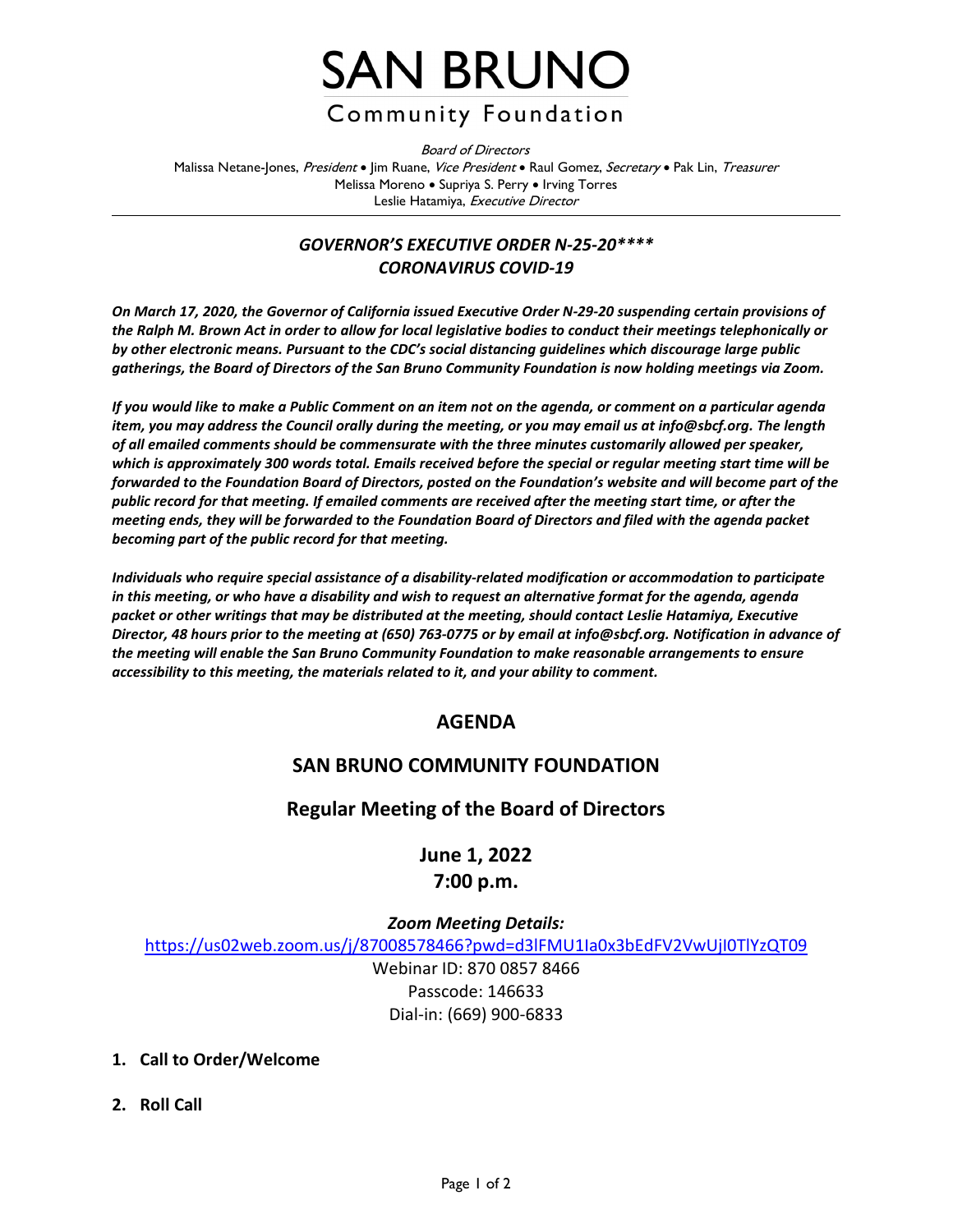# SAN BRUNO

## Community Foundation

*Board of Directors*

Malissa Netane-Jones, *President* • Jim Ruane, *Vice President* • Raul Gomez, *Secretary* • Pak Lin, *Treasurer*
Melissa Moreno • Supriya S. Perry • Irving Torres
Leslie Hatamiya, *Executive Director*

---

***GOVERNOR'S EXECUTIVE ORDER N-25-20****
CORONAVIRUS COVID-19***

***On March 17, 2020, the Governor of California issued Executive Order N-29-20 suspending certain provisions of the Ralph M. Brown Act in order to allow for local legislative bodies to conduct their meetings telephonically or by other electronic means. Pursuant to the CDC's social distancing guidelines which discourage large public gatherings, the Board of Directors of the San Bruno Community Foundation is now holding meetings via Zoom.***

***If you would like to make a Public Comment on an item not on the agenda, or comment on a particular agenda item, you may address the Council orally during the meeting, or you may email us at info@sbcf.org. The length of all emailed comments should be commensurate with the three minutes customarily allowed per speaker, which is approximately 300 words total. Emails received before the special or regular meeting start time will be forwarded to the Foundation Board of Directors, posted on the Foundation's website and will become part of the public record for that meeting. If emailed comments are received after the meeting start time, or after the meeting ends, they will be forwarded to the Foundation Board of Directors and filed with the agenda packet becoming part of the public record for that meeting.***

***Individuals who require special assistance of a disability-related modification or accommodation to participate in this meeting, or who have a disability and wish to request an alternative format for the agenda, agenda packet or other writings that may be distributed at the meeting, should contact Leslie Hatamiya, Executive Director, 48 hours prior to the meeting at (650) 763-0775 or by email at info@sbcf.org. Notification in advance of the meeting will enable the San Bruno Community Foundation to make reasonable arrangements to ensure accessibility to this meeting, the materials related to it, and your ability to comment.***

## AGENDA

## SAN BRUNO COMMUNITY FOUNDATION

### Regular Meeting of the Board of Directors

### June 1, 2022
### 7:00 p.m.

***Zoom Meeting Details:***
https://us02web.zoom.us/j/87008578466?pwd=d3lFMU1Ia0x3bEdFV2VwUjI0TlYzQT09
Webinar ID: 870 0857 8466
Passcode: 146633
Dial-in: (669) 900-6833

1. **Call to Order/Welcome**

2. **Roll Call**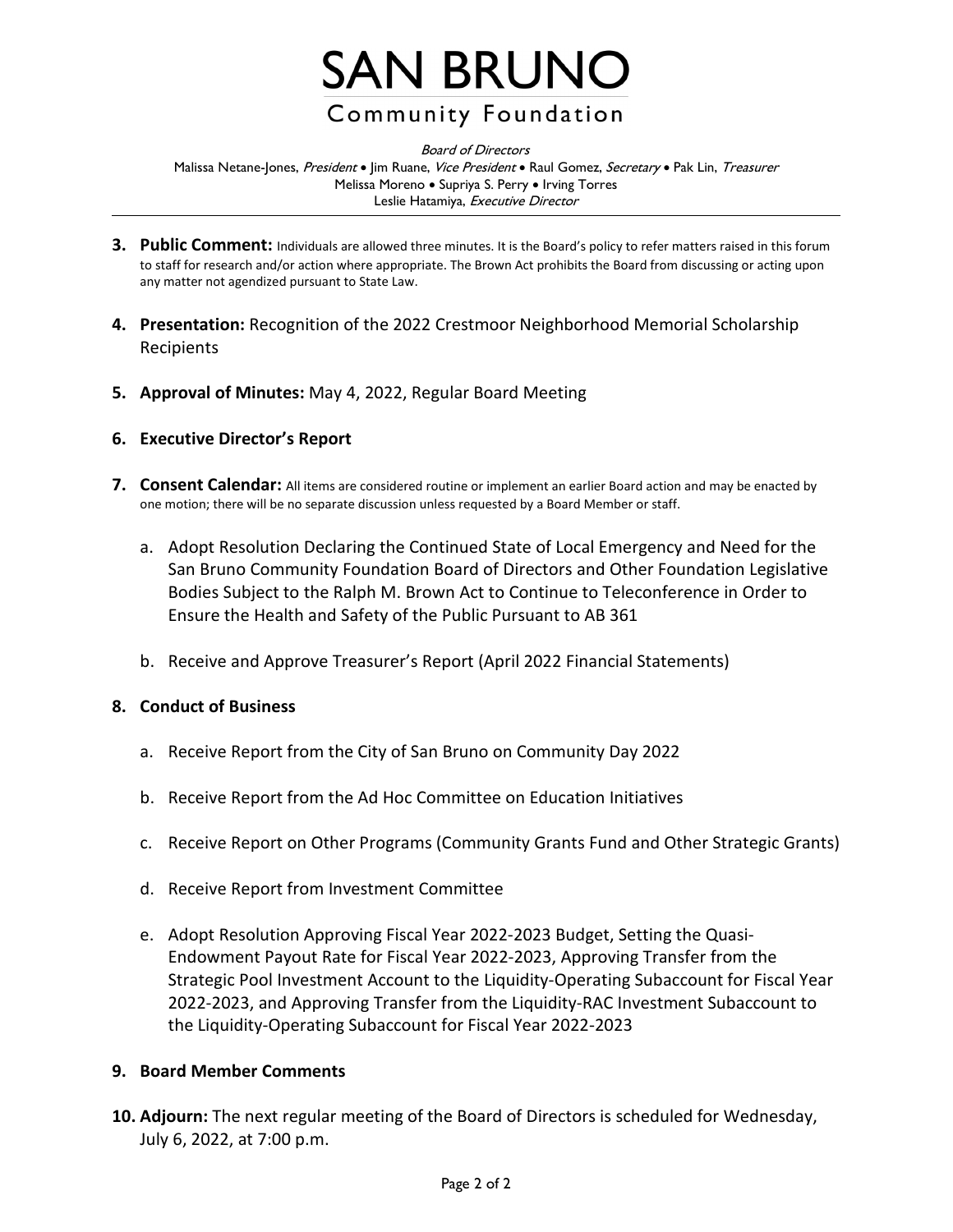# SAN BRUNO
## Community Foundation

*Board of Directors*
Malissa Netane-Jones, *President* • Jim Ruane, *Vice President* • Raul Gomez, *Secretary* • Pak Lin, *Treasurer*
Melissa Moreno • Supriya S. Perry • Irving Torres
Leslie Hatamiya, *Executive Director*

---

3. **Public Comment:** Individuals are allowed three minutes. It is the Board's policy to refer matters raised in this forum to staff for research and/or action where appropriate. The Brown Act prohibits the Board from discussing or acting upon any matter not agendized pursuant to State Law.

4. **Presentation:** Recognition of the 2022 Crestmoor Neighborhood Memorial Scholarship Recipients

5. **Approval of Minutes:** May 4, 2022, Regular Board Meeting

6. **Executive Director's Report**

7. **Consent Calendar:** All items are considered routine or implement an earlier Board action and may be enacted by one motion; there will be no separate discussion unless requested by a Board Member or staff.

    a. Adopt Resolution Declaring the Continued State of Local Emergency and Need for the San Bruno Community Foundation Board of Directors and Other Foundation Legislative Bodies Subject to the Ralph M. Brown Act to Continue to Teleconference in Order to Ensure the Health and Safety of the Public Pursuant to AB 361

    b. Receive and Approve Treasurer's Report (April 2022 Financial Statements)

8. **Conduct of Business**

    a. Receive Report from the City of San Bruno on Community Day 2022

    b. Receive Report from the Ad Hoc Committee on Education Initiatives

    c. Receive Report on Other Programs (Community Grants Fund and Other Strategic Grants)

    d. Receive Report from Investment Committee

    e. Adopt Resolution Approving Fiscal Year 2022-2023 Budget, Setting the Quasi-Endowment Payout Rate for Fiscal Year 2022-2023, Approving Transfer from the Strategic Pool Investment Account to the Liquidity-Operating Subaccount for Fiscal Year 2022-2023, and Approving Transfer from the Liquidity-RAC Investment Subaccount to the Liquidity-Operating Subaccount for Fiscal Year 2022-2023

9. **Board Member Comments**

10. **Adjourn:** The next regular meeting of the Board of Directors is scheduled for Wednesday, July 6, 2022, at 7:00 p.m.